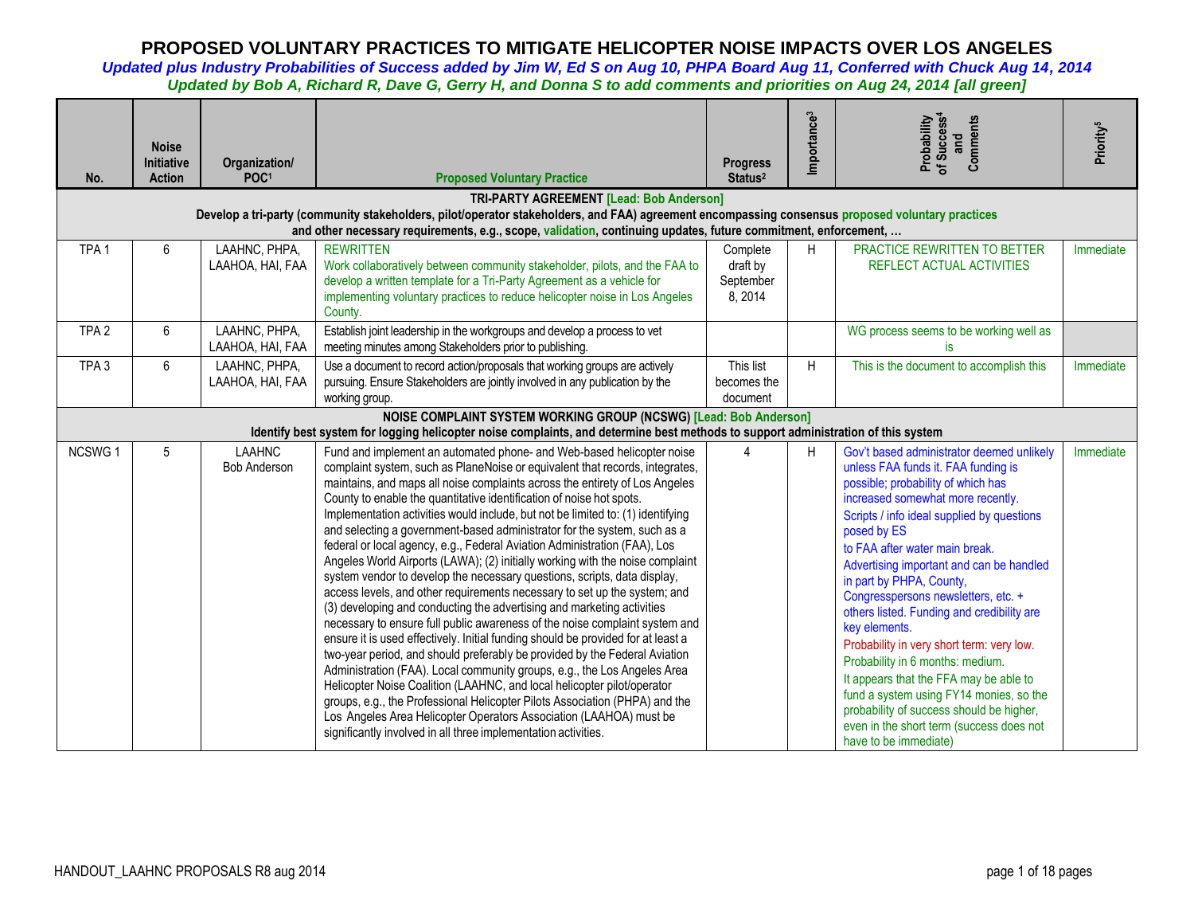# PROPOSED VOLUNTARY PRACTICES TO MITIGATE HELICOPTER NOISE IMPACTS OVER LOS ANGELES

*Updated plus Industry Probabilities of Success added by Jim W, Ed S on Aug 10, PHPA Board Aug 11, Conferred with Chuck Aug 14, 2014*

*Updated by Bob A, Richard R, Dave G, Gerry H, and Donna S to add comments and priorities on Aug 24, 2014 [all green]*

| No. | Noise Initiative Action | Organization/ POC[1] | Proposed Voluntary Practice | Progress Status[2] | Importance[3] | Probability of Success[4] and Comments | Priority[5] |
|---|---|---|---|---|---|---|---|
| **TRI-PARTY AGREEMENT [Lead: Bob Anderson]** Develop a tri-party (community stakeholders, pilot/operator stakeholders, and FAA) agreement encompassing consensus proposed voluntary practices and other necessary requirements, e.g., scope, validation, continuing updates, future commitment, enforcement, … | | | | | | | |
| TPA 1 | 6 | LAAHNC, PHPA, LAAHOA, HAI, FAA | REWRITTEN<br>Work collaboratively between community stakeholder, pilots, and the FAA to develop a written template for a Tri-Party Agreement as a vehicle for implementing voluntary practices to reduce helicopter noise in Los Angeles County. | Complete draft by September 8, 2014 | H | PRACTICE REWRITTEN TO BETTER REFLECT ACTUAL ACTIVITIES | Immediate |
| TPA 2 | 6 | LAAHNC, PHPA, LAAHOA, HAI, FAA | Establish joint leadership in the workgroups and develop a process to vet meeting minutes among Stakeholders prior to publishing. | | | WG process seems to be working well as is | |
| TPA 3 | 6 | LAAHNC, PHPA, LAAHOA, HAI, FAA | Use a document to record action/proposals that working groups are actively pursuing. Ensure Stakeholders are jointly involved in any publication by the working group. | This list becomes the document | H | This is the document to accomplish this | Immediate |
| **NOISE COMPLAINT SYSTEM WORKING GROUP (NCSWG) [Lead: Bob Anderson]** Identify best system for logging helicopter noise complaints, and determine best methods to support administration of this system | | | | | | | |
| NCSWG 1 | 5 | LAAHNC<br>Bob Anderson | Fund and implement an automated phone- and Web-based helicopter noise complaint system, such as PlaneNoise or equivalent that records, integrates, maintains, and maps all noise complaints across the entirety of Los Angeles County to enable the quantitative identification of noise hot spots. Implementation activities would include, but not be limited to: (1) identifying and selecting a government-based administrator for the system, such as a federal or local agency, e.g., Federal Aviation Administration (FAA), Los Angeles World Airports (LAWA); (2) initially working with the noise complaint system vendor to develop the necessary questions, scripts, data display, access levels, and other requirements necessary to set up the system; and (3) developing and conducting the advertising and marketing activities necessary to ensure full public awareness of the noise complaint system and ensure it is used effectively. Initial funding should be provided for at least a two-year period, and should preferably be provided by the Federal Aviation Administration (FAA). Local community groups, e.g., the Los Angeles Area Helicopter Noise Coalition (LAAHNC, and local helicopter pilot/operator groups, e.g., the Professional Helicopter Pilots Association (PHPA) and the Los Angeles Area Helicopter Operators Association (LAAHOA) must be significantly involved in all three implementation activities. | 4 | H | Gov't based administrator deemed unlikely unless FAA funds it. FAA funding is possible; probability of which has increased somewhat more recently.<br>Scripts / info ideal supplied by questions posed by ES to FAA after water main break.<br>Advertising important and can be handled in part by PHPA, County, Congresspersons newsletters, etc. + others listed. Funding and credibility are key elements.<br>Probability in very short term: very low.<br>Probability in 6 months: medium.<br>It appears that the FFA may be able to fund a system using FY14 monies, so the probability of success should be higher, even in the short term (success does not have to be immediate) | Immediate |

HANDOUT_LAAHNC PROPOSALS R8 aug 2014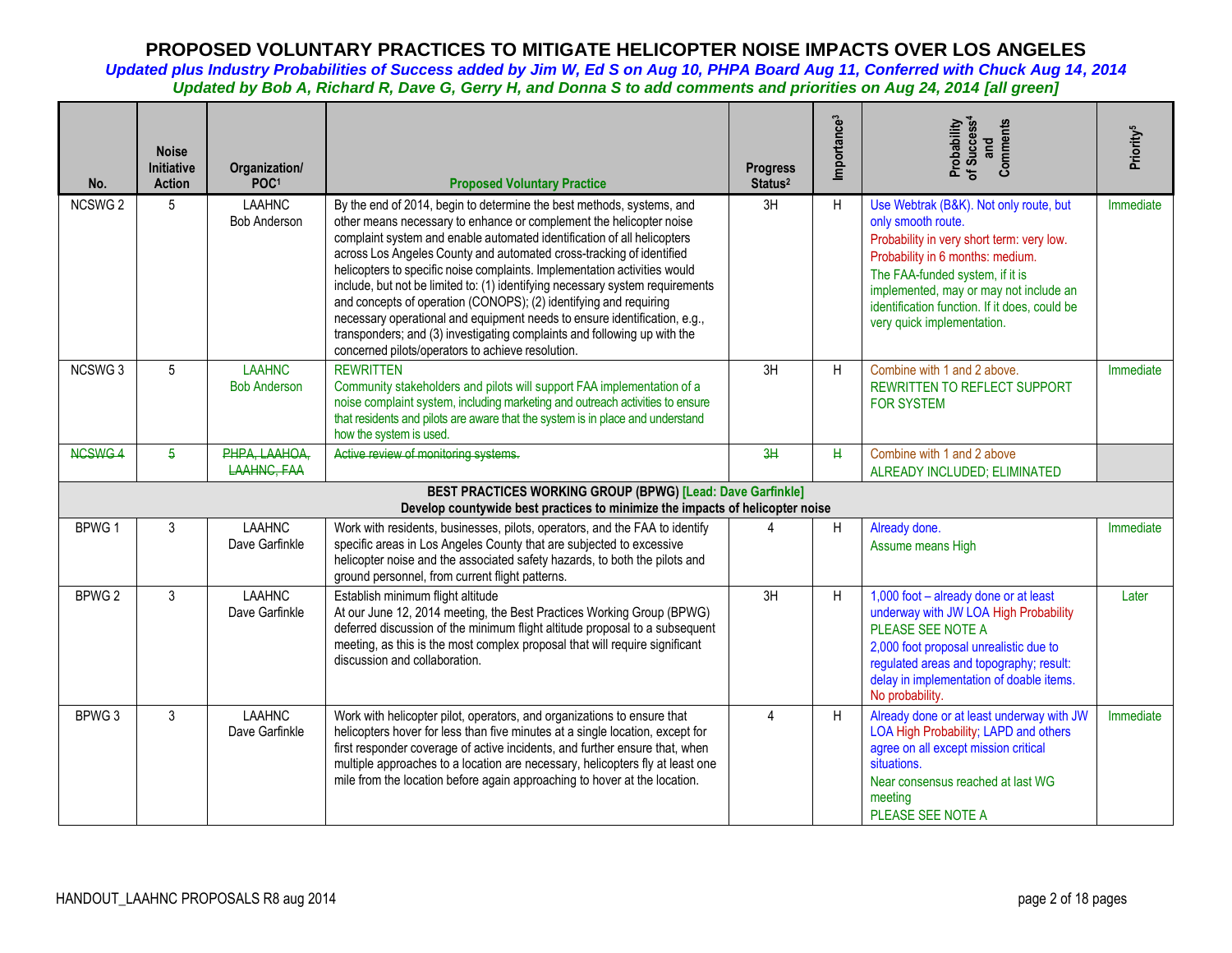# PROPOSED VOLUNTARY PRACTICES TO MITIGATE HELICOPTER NOISE IMPACTS OVER LOS ANGELES

*Updated plus Industry Probabilities of Success added by Jim W, Ed S on Aug 10, PHPA Board Aug 11, Conferred with Chuck Aug 14, 2014*

*Updated by Bob A, Richard R, Dave G, Gerry H, and Donna S to add comments and priorities on Aug 24, 2014 [all green]*

| No. | Noise Initiative Action | Organization/ POC[1] | Proposed Voluntary Practice | Progress Status[2] | Importance[3] | Probability of Success[4] and Comments | Priority[5] |
|---|---|---|---|---|---|---|---|
| NCSWG 2 | 5 | LAAHNC<br>Bob Anderson | By the end of 2014, begin to determine the best methods, systems, and other means necessary to enhance or complement the helicopter noise complaint system and enable automated identification of all helicopters across Los Angeles County and automated cross-tracking of identified helicopters to specific noise complaints. Implementation activities would include, but not be limited to: (1) identifying necessary system requirements and concepts of operation (CONOPS); (2) identifying and requiring necessary operational and equipment needs to ensure identification, e.g., transponders; and (3) investigating complaints and following up with the concerned pilots/operators to achieve resolution. | 3H | H | Use Webtrak (B&K). Not only route, but only smooth route.<br>Probability in very short term: very low.<br>Probability in 6 months: medium.<br>The FAA-funded system, if it is implemented, may or may not include an identification function. If it does, could be very quick implementation. | Immediate |
| NCSWG 3 | 5 | LAAHNC<br>Bob Anderson | REWRITTEN<br>Community stakeholders and pilots will support FAA implementation of a noise complaint system, including marketing and outreach activities to ensure that residents and pilots are aware that the system is in place and understand how the system is used. | 3H | H | Combine with 1 and 2 above.<br>REWRITTEN TO REFLECT SUPPORT FOR SYSTEM | Immediate |
| ~~NCSWG 4~~ | ~~5~~ | ~~PHPA, LAAHOA, LAAHNC, FAA~~ | ~~Active review of monitoring systems.~~ | ~~3H~~ | ~~H~~ | Combine with 1 and 2 above<br>ALREADY INCLUDED; ELIMINATED | |
| **BEST PRACTICES WORKING GROUP (BPWG) [Lead: Dave Garfinkle]**<br>**Develop countywide best practices to minimize the impacts of helicopter noise** | | | | | | | |
| BPWG 1 | 3 | LAAHNC<br>Dave Garfinkle | Work with residents, businesses, pilots, operators, and the FAA to identify specific areas in Los Angeles County that are subjected to excessive helicopter noise and the associated safety hazards, to both the pilots and ground personnel, from current flight patterns. | 4 | H | Already done.<br>Assume means High | Immediate |
| BPWG 2 | 3 | LAAHNC<br>Dave Garfinkle | Establish minimum flight altitude<br>At our June 12, 2014 meeting, the Best Practices Working Group (BPWG) deferred discussion of the minimum flight altitude proposal to a subsequent meeting, as this is the most complex proposal that will require significant discussion and collaboration. | 3H | H | 1,000 foot – already done or at least underway with JW LOA High Probability<br>PLEASE SEE NOTE A<br>2,000 foot proposal unrealistic due to regulated areas and topography; result: delay in implementation of doable items.<br>No probability. | Later |
| BPWG 3 | 3 | LAAHNC<br>Dave Garfinkle | Work with helicopter pilot, operators, and organizations to ensure that helicopters hover for less than five minutes at a single location, except for first responder coverage of active incidents, and further ensure that, when multiple approaches to a location are necessary, helicopters fly at least one mile from the location before again approaching to hover at the location. | 4 | H | Already done or at least underway with JW LOA High Probability; LAPD and others agree on all except mission critical situations.<br>Near consensus reached at last WG meeting<br>PLEASE SEE NOTE A | Immediate |

HANDOUT_LAAHNC PROPOSALS R8 aug 2014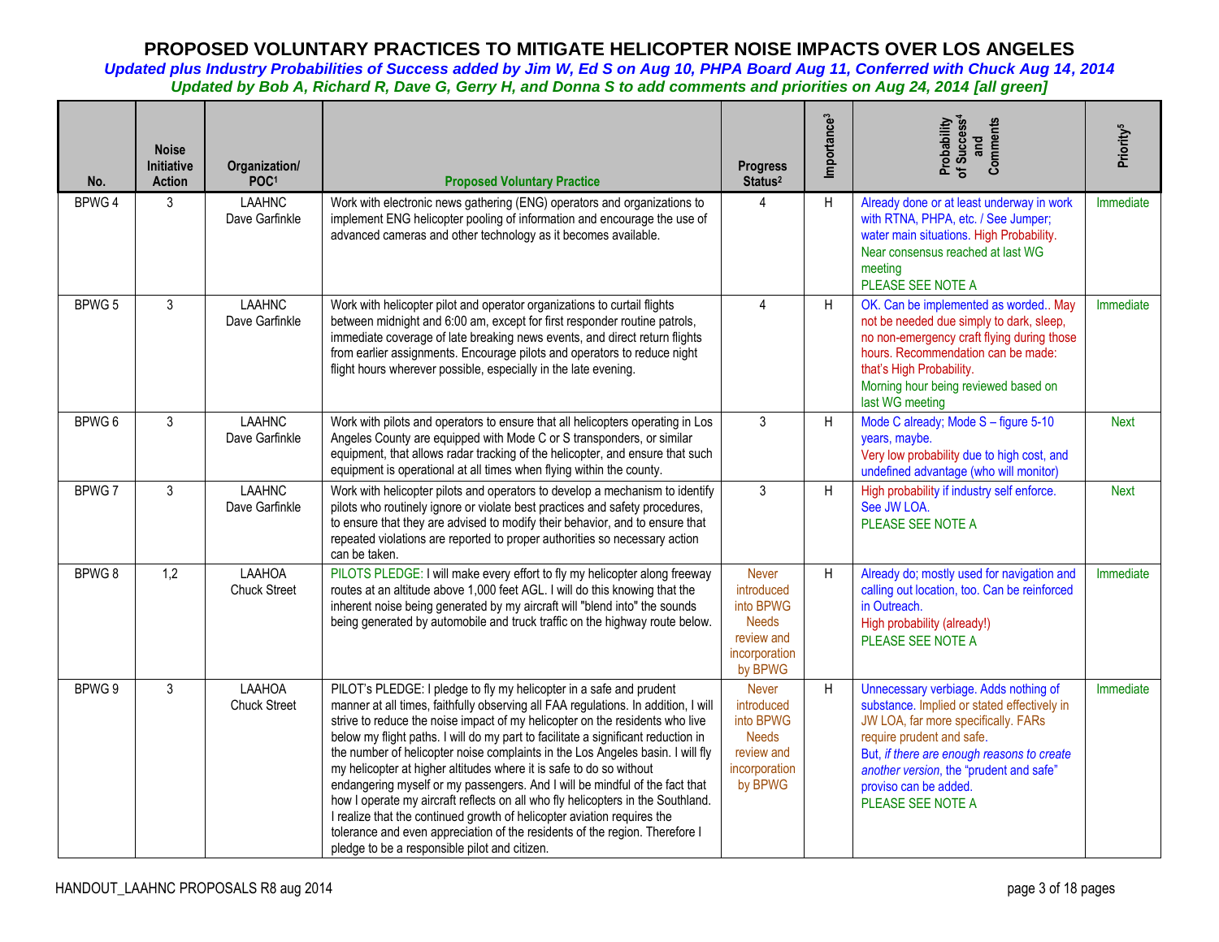# PROPOSED VOLUNTARY PRACTICES TO MITIGATE HELICOPTER NOISE IMPACTS OVER LOS ANGELES

*Updated plus Industry Probabilities of Success added by Jim W, Ed S on Aug 10, PHPA Board Aug 11, Conferred with Chuck Aug 14, 2014*

*Updated by Bob A, Richard R, Dave G, Gerry H, and Donna S to add comments and priorities on Aug 24, 2014 [all green]*

| No. | Noise Initiative Action | Organization/ POC[1] | Proposed Voluntary Practice | Progress Status[2] | Importance[3] | Probability of Success[4] and Comments | Priority[5] |
|---|---|---|---|---|---|---|---|
| BPWG 4 | 3 | LAAHNC Dave Garfinkle | Work with electronic news gathering (ENG) operators and organizations to implement ENG helicopter pooling of information and encourage the use of advanced cameras and other technology as it becomes available. | 4 | H | Already done or at least underway in work with RTNA, PHPA, etc. / See Jumper; water main situations. High Probability. Near consensus reached at last WG meeting PLEASE SEE NOTE A | Immediate |
| BPWG 5 | 3 | LAAHNC Dave Garfinkle | Work with helicopter pilot and operator organizations to curtail flights between midnight and 6:00 am, except for first responder routine patrols, immediate coverage of late breaking news events, and direct return flights from earlier assignments. Encourage pilots and operators to reduce night flight hours wherever possible, especially in the late evening. | 4 | H | OK. Can be implemented as worded.. May not be needed due simply to dark, sleep, no non-emergency craft flying during those hours. Recommendation can be made: that's High Probability. Morning hour being reviewed based on last WG meeting | Immediate |
| BPWG 6 | 3 | LAAHNC Dave Garfinkle | Work with pilots and operators to ensure that all helicopters operating in Los Angeles County are equipped with Mode C or S transponders, or similar equipment, that allows radar tracking of the helicopter, and ensure that such equipment is operational at all times when flying within the county. | 3 | H | Mode C already; Mode S – figure 5-10 years, maybe. Very low probability due to high cost, and undefined advantage (who will monitor) | Next |
| BPWG 7 | 3 | LAAHNC Dave Garfinkle | Work with helicopter pilots and operators to develop a mechanism to identify pilots who routinely ignore or violate best practices and safety procedures, to ensure that they are advised to modify their behavior, and to ensure that repeated violations are reported to proper authorities so necessary action can be taken. | 3 | H | High probability if industry self enforce. See JW LOA. PLEASE SEE NOTE A | Next |
| BPWG 8 | 1,2 | LAAHOA Chuck Street | PILOTS PLEDGE: I will make every effort to fly my helicopter along freeway routes at an altitude above 1,000 feet AGL. I will do this knowing that the inherent noise being generated by my aircraft will "blend into" the sounds being generated by automobile and truck traffic on the highway route below. | Never introduced into BPWG Needs review and incorporation by BPWG | H | Already do; mostly used for navigation and calling out location, too. Can be reinforced in Outreach. High probability (already!) PLEASE SEE NOTE A | Immediate |
| BPWG 9 | 3 | LAAHOA Chuck Street | PILOT's PLEDGE: I pledge to fly my helicopter in a safe and prudent manner at all times, faithfully observing all FAA regulations. In addition, I will strive to reduce the noise impact of my helicopter on the residents who live below my flight paths. I will do my part to facilitate a significant reduction in the number of helicopter noise complaints in the Los Angeles basin. I will fly my helicopter at higher altitudes where it is safe to do so without endangering myself or my passengers. And I will be mindful of the fact that how I operate my aircraft reflects on all who fly helicopters in the Southland. I realize that the continued growth of helicopter aviation requires the tolerance and even appreciation of the residents of the region. Therefore I pledge to be a responsible pilot and citizen. | Never introduced into BPWG Needs review and incorporation by BPWG | H | Unnecessary verbiage. Adds nothing of substance. Implied or stated effectively in JW LOA, far more specifically. FARs require prudent and safe. But, *if there are enough reasons to create another version*, the "prudent and safe" proviso can be added. PLEASE SEE NOTE A | Immediate |

HANDOUT_LAAHNC PROPOSALS R8 aug 2014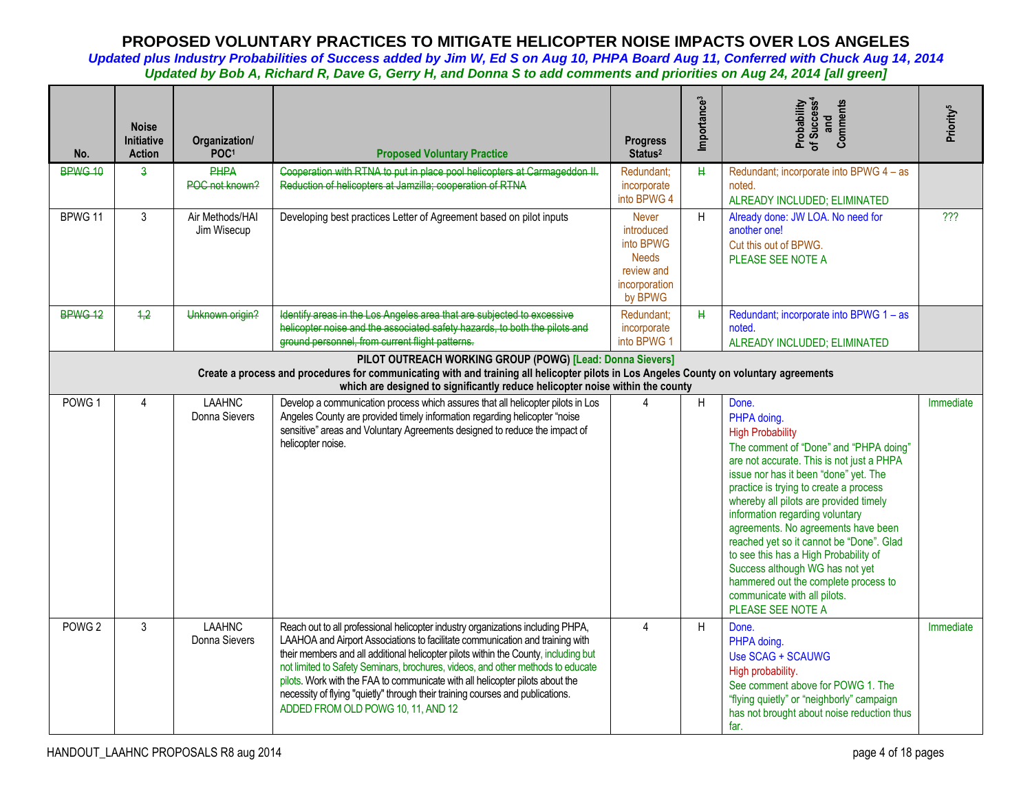# PROPOSED VOLUNTARY PRACTICES TO MITIGATE HELICOPTER NOISE IMPACTS OVER LOS ANGELES

***Updated plus Industry Probabilities of Success added by Jim W, Ed S on Aug 10, PHPA Board Aug 11, Conferred with Chuck Aug 14, 2014***

***Updated by Bob A, Richard R, Dave G, Gerry H, and Donna S to add comments and priorities on Aug 24, 2014 [all green]***

| No. | Noise Initiative Action | Organization/ POC[1] | Proposed Voluntary Practice | Progress Status[2] | Importance[3] | Probability of Success[4] and Comments | Priority[5] |
|---|---|---|---|---|---|---|---|
| ~~BPWG 10~~ | ~~3~~ | ~~PHPA POC not known?~~ | ~~Cooperation with RTNA to put in place pool helicopters at Carmageddon II. Reduction of helicopters at Jamzilla; cooperation of RTNA~~ | Redundant; incorporate into BPWG 4 | ~~H~~ | Redundant; incorporate into BPWG 4 – as noted. ALREADY INCLUDED; ELIMINATED | |
| BPWG 11 | 3 | Air Methods/HAI Jim Wisecup | Developing best practices Letter of Agreement based on pilot inputs | Never introduced into BPWG Needs review and incorporation by BPWG | H | Already done: JW LOA. No need for another one! Cut this out of BPWG. PLEASE SEE NOTE A | ??? |
| ~~BPWG 12~~ | ~~1,2~~ | ~~Unknown origin?~~ | ~~Identify areas in the Los Angeles area that are subjected to excessive helicopter noise and the associated safety hazards, to both the pilots and ground personnel, from current flight patterns.~~ | Redundant; incorporate into BPWG 1 | ~~H~~ | Redundant; incorporate into BPWG 1 – as noted. ALREADY INCLUDED; ELIMINATED | |
| **PILOT OUTREACH WORKING GROUP (POWG) [Lead: Donna Sievers]** **Create a process and procedures for communicating with and training all helicopter pilots in Los Angeles County on voluntary agreements which are designed to significantly reduce helicopter noise within the county** | | | | | | | |
| POWG 1 | 4 | LAAHNC Donna Sievers | Develop a communication process which assures that all helicopter pilots in Los Angeles County are provided timely information regarding helicopter "noise sensitive" areas and Voluntary Agreements designed to reduce the impact of helicopter noise. | 4 | H | Done. PHPA doing. High Probability The comment of "Done" and "PHPA doing" are not accurate. This is not just a PHPA issue nor has it been "done" yet. The practice is trying to create a process whereby all pilots are provided timely information regarding voluntary agreements. No agreements have been reached yet so it cannot be "Done". Glad to see this has a High Probability of Success although WG has not yet hammered out the complete process to communicate with all pilots. PLEASE SEE NOTE A | Immediate |
| POWG 2 | 3 | LAAHNC Donna Sievers | Reach out to all professional helicopter industry organizations including PHPA, LAAHOA and Airport Associations to facilitate communication and training with their members and all additional helicopter pilots within the County, including but not limited to Safety Seminars, brochures, videos, and other methods to educate pilots. Work with the FAA to communicate with all helicopter pilots about the necessity of flying "quietly" through their training courses and publications. ADDED FROM OLD POWG 10, 11, AND 12 | 4 | H | Done. PHPA doing. Use SCAG + SCAUWG High probability. See comment above for POWG 1. The "flying quietly" or "neighborly" campaign has not brought about noise reduction thus far. | Immediate |

HANDOUT_LAAHNC PROPOSALS R8 aug 2014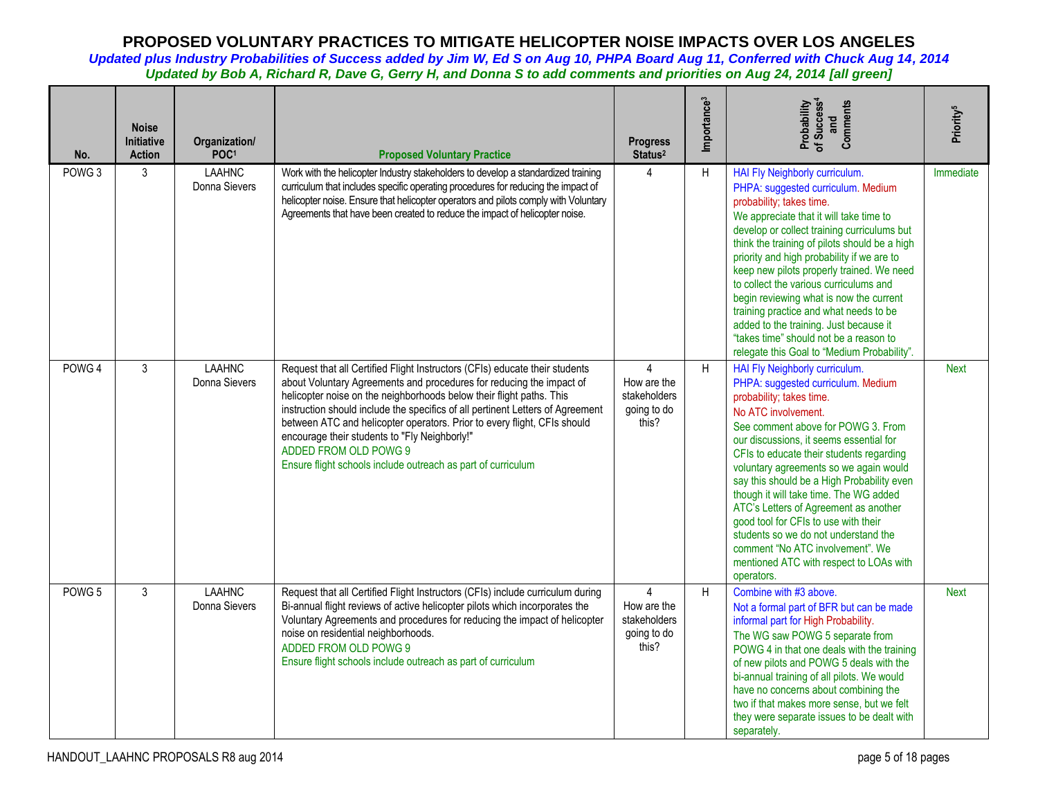# PROPOSED VOLUNTARY PRACTICES TO MITIGATE HELICOPTER NOISE IMPACTS OVER LOS ANGELES

***Updated plus Industry Probabilities of Success added by Jim W, Ed S on Aug 10, PHPA Board Aug 11, Conferred with Chuck Aug 14, 2014***

***Updated by Bob A, Richard R, Dave G, Gerry H, and Donna S to add comments and priorities on Aug 24, 2014 [all green]***

| No. | Noise Initiative Action | Organization/ POC[1] | Proposed Voluntary Practice | Progress Status[2] | Importance[3] | Probability of Success[4] and Comments | Priority[5] |
|---|---|---|---|---|---|---|---|
| POWG 3 | 3 | LAAHNC Donna Sievers | Work with the helicopter Industry stakeholders to develop a standardized training curriculum that includes specific operating procedures for reducing the impact of helicopter noise. Ensure that helicopter operators and pilots comply with Voluntary Agreements that have been created to reduce the impact of helicopter noise. | 4 | H | HAI Fly Neighborly curriculum. PHPA: suggested curriculum. Medium probability; takes time. We appreciate that it will take time to develop or collect training curriculums but think the training of pilots should be a high priority and high probability if we are to keep new pilots properly trained. We need to collect the various curriculums and begin reviewing what is now the current training practice and what needs to be added to the training. Just because it "takes time" should not be a reason to relegate this Goal to "Medium Probability". | Immediate |
| POWG 4 | 3 | LAAHNC Donna Sievers | Request that all Certified Flight Instructors (CFIs) educate their students about Voluntary Agreements and procedures for reducing the impact of helicopter noise on the neighborhoods below their flight paths. This instruction should include the specifics of all pertinent Letters of Agreement between ATC and helicopter operators. Prior to every flight, CFIs should encourage their students to "Fly Neighborly!" ADDED FROM OLD POWG 9 Ensure flight schools include outreach as part of curriculum | 4 How are the stakeholders going to do this? | H | HAI Fly Neighborly curriculum. PHPA: suggested curriculum. Medium probability; takes time. No ATC involvement. See comment above for POWG 3. From our discussions, it seems essential for CFIs to educate their students regarding voluntary agreements so we again would say this should be a High Probability even though it will take time. The WG added ATC's Letters of Agreement as another good tool for CFIs to use with their students so we do not understand the comment "No ATC involvement". We mentioned ATC with respect to LOAs with operators. | Next |
| POWG 5 | 3 | LAAHNC Donna Sievers | Request that all Certified Flight Instructors (CFIs) include curriculum during Bi-annual flight reviews of active helicopter pilots which incorporates the Voluntary Agreements and procedures for reducing the impact of helicopter noise on residential neighborhoods. ADDED FROM OLD POWG 9 Ensure flight schools include outreach as part of curriculum | 4 How are the stakeholders going to do this? | H | Combine with #3 above. Not a formal part of BFR but can be made informal part for High Probability. The WG saw POWG 5 separate from POWG 4 in that one deals with the training of new pilots and POWG 5 deals with the bi-annual training of all pilots. We would have no concerns about combining the two if that makes more sense, but we felt they were separate issues to be dealt with separately. | Next |

HANDOUT_LAAHNC PROPOSALS R8 aug 2014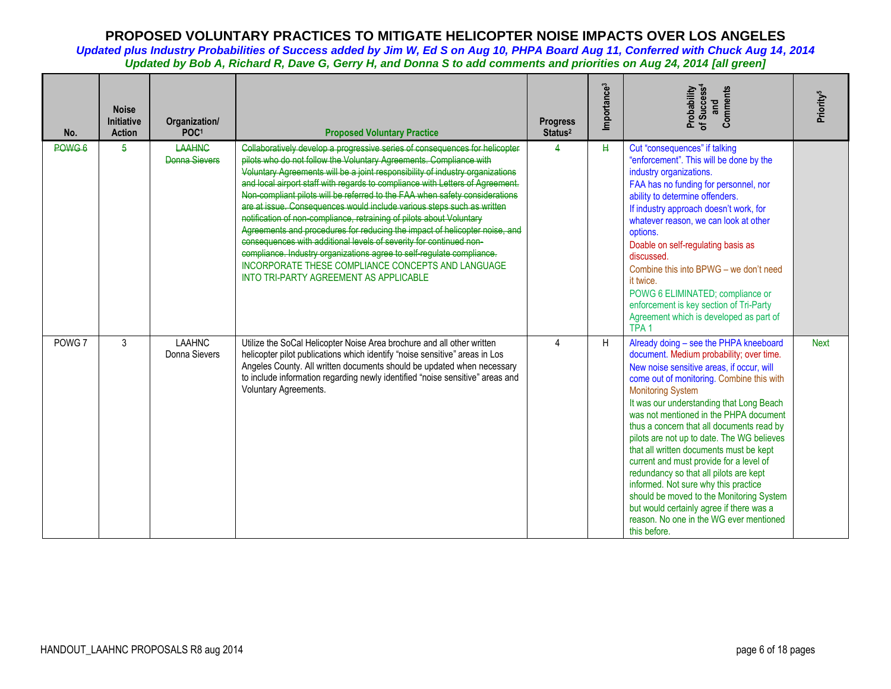# PROPOSED VOLUNTARY PRACTICES TO MITIGATE HELICOPTER NOISE IMPACTS OVER LOS ANGELES

***Updated plus Industry Probabilities of Success added by Jim W, Ed S on Aug 10, PHPA Board Aug 11, Conferred with Chuck Aug 14, 2014***

***Updated by Bob A, Richard R, Dave G, Gerry H, and Donna S to add comments and priorities on Aug 24, 2014 [all green]***

| No. | Noise Initiative Action | Organization/ POC[1] | Proposed Voluntary Practice | Progress Status[2] | Importance[3] | Probability of Success[4] and Comments | Priority[5] |
|---|---|---|---|---|---|---|---|
| ~~POWG 6~~ | ~~5~~ | ~~LAAHNC Donna Sievers~~ | ~~Collaboratively develop a progressive series of consequences for helicopter pilots who do not follow the Voluntary Agreements. Compliance with Voluntary Agreements will be a joint responsibility of industry organizations and local airport staff with regards to compliance with Letters of Agreement. Non-compliant pilots will be referred to the FAA when safety considerations are at issue. Consequences would include various steps such as written notification of non-compliance, retraining of pilots about Voluntary Agreements and procedures for reducing the impact of helicopter noise, and consequences with additional levels of severity for continued non-compliance. Industry organizations agree to self-regulate compliance.~~ INCORPORATE THESE COMPLIANCE CONCEPTS AND LANGUAGE INTO TRI-PARTY AGREEMENT AS APPLICABLE | ~~4~~ | ~~H~~ | Cut "consequences" if talking "enforcement". This will be done by the industry organizations. FAA has no funding for personnel, nor ability to determine offenders. If industry approach doesn't work, for whatever reason, we can look at other options. Doable on self-regulating basis as discussed. Combine this into BPWG – we don't need it twice. POWG 6 ELIMINATED; compliance or enforcement is key section of Tri-Party Agreement which is developed as part of TPA 1 | |
| POWG 7 | 3 | LAAHNC Donna Sievers | Utilize the SoCal Helicopter Noise Area brochure and all other written helicopter pilot publications which identify "noise sensitive" areas in Los Angeles County. All written documents should be updated when necessary to include information regarding newly identified "noise sensitive" areas and Voluntary Agreements. | 4 | H | Already doing – see the PHPA kneeboard document. Medium probability; over time. New noise sensitive areas, if occur, will come out of monitoring. Combine this with Monitoring System It was our understanding that Long Beach was not mentioned in the PHPA document thus a concern that all documents read by pilots are not up to date. The WG believes that all written documents must be kept current and must provide for a level of redundancy so that all pilots are kept informed. Not sure why this practice should be moved to the Monitoring System but would certainly agree if there was a reason. No one in the WG ever mentioned this before. | Next |

HANDOUT_LAAHNC PROPOSALS R8 aug 2014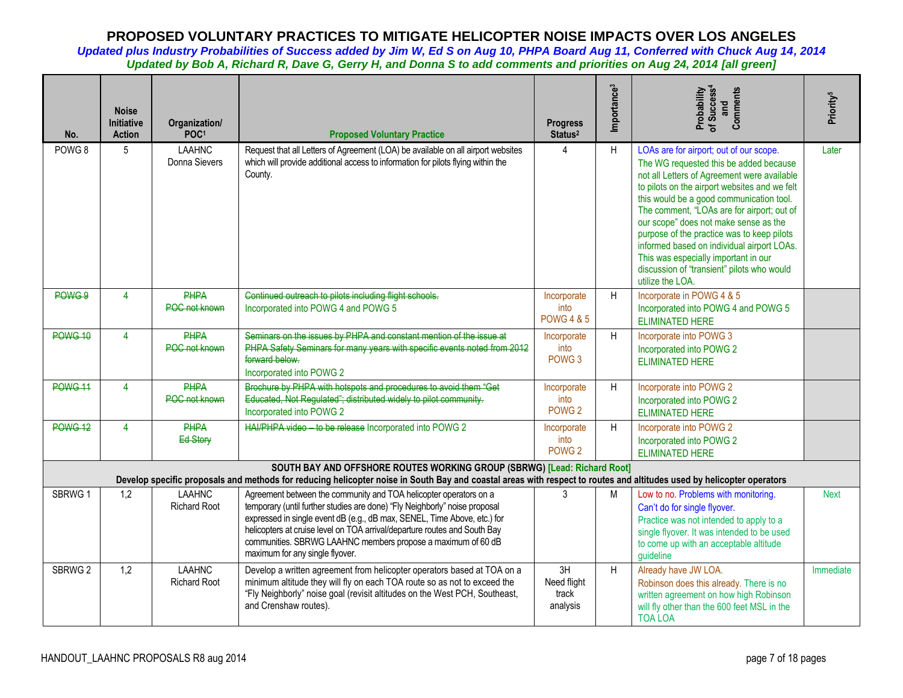# PROPOSED VOLUNTARY PRACTICES TO MITIGATE HELICOPTER NOISE IMPACTS OVER LOS ANGELES

*Updated plus Industry Probabilities of Success added by Jim W, Ed S on Aug 10, PHPA Board Aug 11, Conferred with Chuck Aug 14, 2014*

*Updated by Bob A, Richard R, Dave G, Gerry H, and Donna S to add comments and priorities on Aug 24, 2014 [all green]*

| No. | Noise Initiative Action | Organization/ POC[1] | Proposed Voluntary Practice | Progress Status[2] | Importance[3] | Probability of Success[4] and Comments | Priority[5] |
|---|---|---|---|---|---|---|---|
| POWG 8 | 5 | LAAHNC Donna Sievers | Request that all Letters of Agreement (LOA) be available on all airport websites which will provide additional access to information for pilots flying within the County. | 4 | H | LOAs are for airport; out of our scope. The WG requested this be added because not all Letters of Agreement were available to pilots on the airport websites and we felt this would be a good communication tool. The comment, "LOAs are for airport; out of our scope" does not make sense as the purpose of the practice was to keep pilots informed based on individual airport LOAs. This was especially important in our discussion of "transient" pilots who would utilize the LOA. | Later |
| ~~POWG 9~~ | 4 | ~~PHPA POC not known~~ | ~~Continued outreach to pilots including flight schools.~~ Incorporated into POWG 4 and POWG 5 | Incorporate into POWG 4 & 5 | H | Incorporate in POWG 4 & 5<br>Incorporated into POWG 4 and POWG 5<br>ELIMINATED HERE | |
| ~~POWG 10~~ | 4 | ~~PHPA POC not known~~ | ~~Seminars on the issues by PHPA and constant mention of the issue at PHPA Safety Seminars for many years with specific events noted from 2012 forward below.~~ Incorporated into POWG 2 | Incorporate into POWG 3 | H | Incorporate into POWG 3<br>Incorporated into POWG 2<br>ELIMINATED HERE | |
| ~~POWG 11~~ | 4 | ~~PHPA POC not known~~ | ~~Brochure by PHPA with hotspots and procedures to avoid them "Get Educated, Not Regulated"; distributed widely to pilot community.~~ Incorporated into POWG 2 | Incorporate into POWG 2 | H | Incorporate into POWG 2<br>Incorporated into POWG 2<br>ELIMINATED HERE | |
| ~~POWG 12~~ | 4 | ~~PHPA Ed Story~~ | ~~HAI/PHPA video – to be release~~ Incorporated into POWG 2 | Incorporate into POWG 2 | H | Incorporate into POWG 2<br>Incorporated into POWG 2<br>ELIMINATED HERE | |
| **SOUTH BAY AND OFFSHORE ROUTES WORKING GROUP (SBRWG) [Lead: Richard Root]**<br>**Develop specific proposals and methods for reducing helicopter noise in South Bay and coastal areas with respect to routes and altitudes used by helicopter operators** | | | | | | | |
| SBRWG 1 | 1,2 | LAAHNC Richard Root | Agreement between the community and TOA helicopter operators on a temporary (until further studies are done) "Fly Neighborly" noise proposal expressed in single event dB (e.g., dB max, SENEL, Time Above, etc.) for helicopters at cruise level on TOA arrival/departure routes and South Bay communities. SBRWG LAAHNC members propose a maximum of 60 dB maximum for any single flyover. | 3 | M | Low to no. Problems with monitoring.<br>Can't do for single flyover.<br>Practice was not intended to apply to a single flyover. It was intended to be used to come up with an acceptable altitude guideline | Next |
| SBRWG 2 | 1,2 | LAAHNC Richard Root | Develop a written agreement from helicopter operators based at TOA on a minimum altitude they will fly on each TOA route so as not to exceed the "Fly Neighborly" noise goal (revisit altitudes on the West PCH, Southeast, and Crenshaw routes). | 3H Need flight track analysis | H | Already have JW LOA.<br>Robinson does this already. There is no written agreement on how high Robinson will fly other than the 600 feet MSL in the TOA LOA | Immediate |

HANDOUT_LAAHNC PROPOSALS R8 aug 2014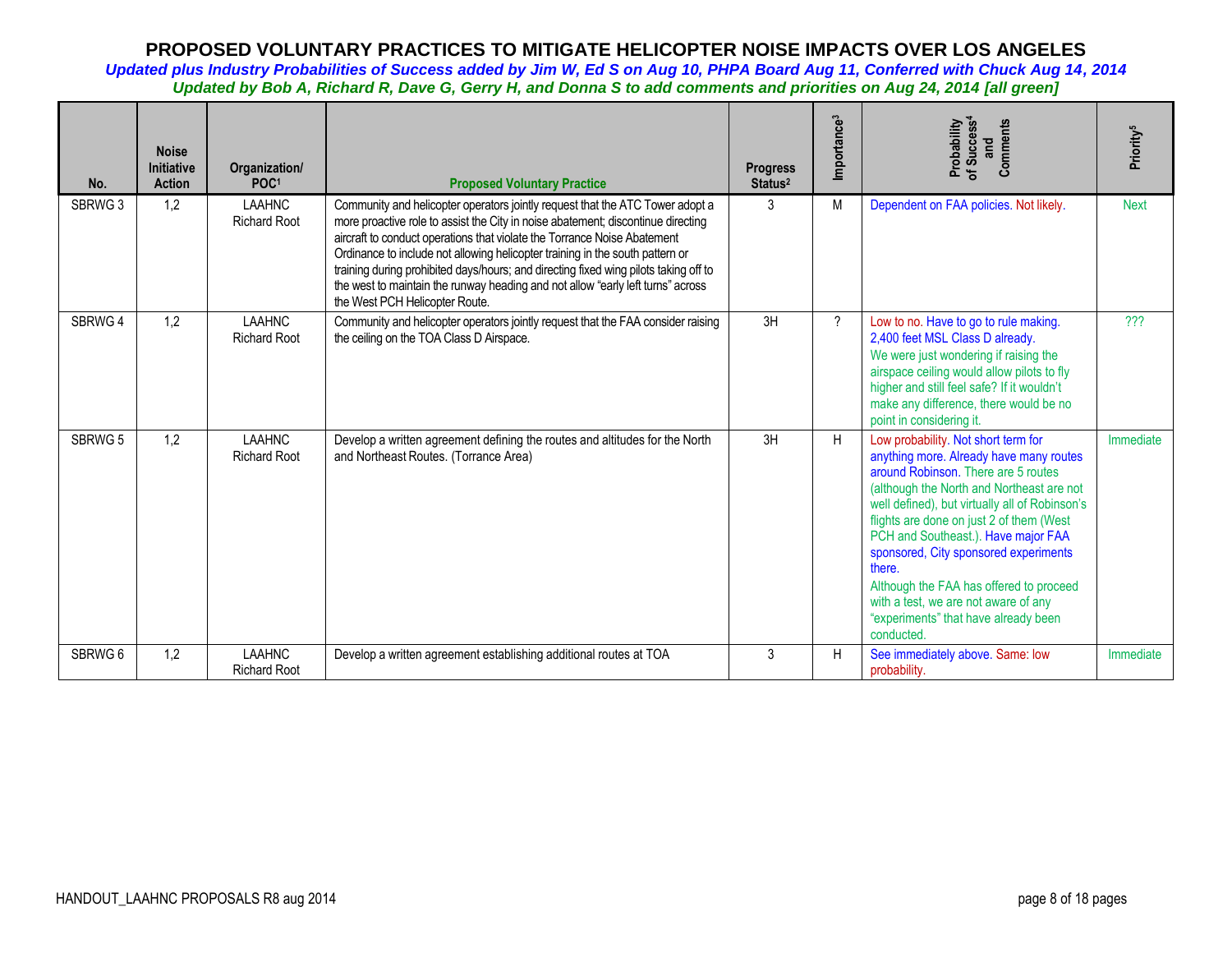# PROPOSED VOLUNTARY PRACTICES TO MITIGATE HELICOPTER NOISE IMPACTS OVER LOS ANGELES

***Updated plus Industry Probabilities of Success added by Jim W, Ed S on Aug 10, PHPA Board Aug 11, Conferred with Chuck Aug 14, 2014***

***Updated by Bob A, Richard R, Dave G, Gerry H, and Donna S to add comments and priorities on Aug 24, 2014 [all green]***

| No. | Noise Initiative Action | Organization/ POC[1] | Proposed Voluntary Practice | Progress Status[2] | Importance[3] | Probability of Success[4] and Comments | Priority[5] |
|---|---|---|---|---|---|---|---|
| SBRWG 3 | 1,2 | LAAHNC Richard Root | Community and helicopter operators jointly request that the ATC Tower adopt a more proactive role to assist the City in noise abatement; discontinue directing aircraft to conduct operations that violate the Torrance Noise Abatement Ordinance to include not allowing helicopter training in the south pattern or training during prohibited days/hours; and directing fixed wing pilots taking off to the west to maintain the runway heading and not allow "early left turns" across the West PCH Helicopter Route. | 3 | M | Dependent on FAA policies. Not likely. | Next |
| SBRWG 4 | 1,2 | LAAHNC Richard Root | Community and helicopter operators jointly request that the FAA consider raising the ceiling on the TOA Class D Airspace. | 3H | ? | Low to no. Have to go to rule making. 2,400 feet MSL Class D already. We were just wondering if raising the airspace ceiling would allow pilots to fly higher and still feel safe? If it wouldn't make any difference, there would be no point in considering it. | ??? |
| SBRWG 5 | 1,2 | LAAHNC Richard Root | Develop a written agreement defining the routes and altitudes for the North and Northeast Routes. (Torrance Area) | 3H | H | Low probability. Not short term for anything more. Already have many routes around Robinson. There are 5 routes (although the North and Northeast are not well defined), but virtually all of Robinson's flights are done on just 2 of them (West PCH and Southeast.). Have major FAA sponsored, City sponsored experiments there. Although the FAA has offered to proceed with a test, we are not aware of any "experiments" that have already been conducted. | Immediate |
| SBRWG 6 | 1,2 | LAAHNC Richard Root | Develop a written agreement establishing additional routes at TOA | 3 | H | See immediately above. Same: low probability. | Immediate |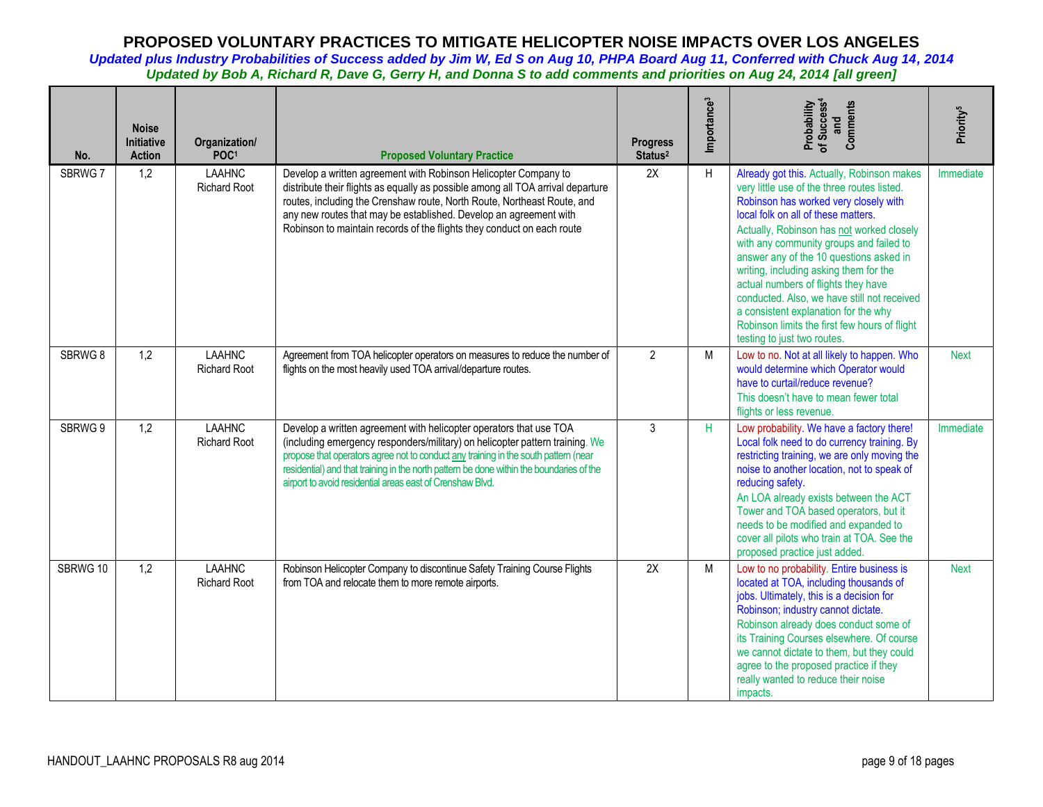# PROPOSED VOLUNTARY PRACTICES TO MITIGATE HELICOPTER NOISE IMPACTS OVER LOS ANGELES

***Updated plus Industry Probabilities of Success added by Jim W, Ed S on Aug 10, PHPA Board Aug 11, Conferred with Chuck Aug 14, 2014***

***Updated by Bob A, Richard R, Dave G, Gerry H, and Donna S to add comments and priorities on Aug 24, 2014 [all green]***

| No. | Noise Initiative Action | Organization/ POC[1] | Proposed Voluntary Practice | Progress Status[2] | Importance[3] | Probability of Success[4] and Comments | Priority[5] |
|---|---|---|---|---|---|---|---|
| SBRWG 7 | 1,2 | LAAHNC Richard Root | Develop a written agreement with Robinson Helicopter Company to distribute their flights as equally as possible among all TOA arrival departure routes, including the Crenshaw route, North Route, Northeast Route, and any new routes that may be established. Develop an agreement with Robinson to maintain records of the flights they conduct on each route | 2X | H | Already got this. Actually, Robinson makes very little use of the three routes listed. Robinson has worked very closely with local folk on all of these matters. Actually, Robinson has not worked closely with any community groups and failed to answer any of the 10 questions asked in writing, including asking them for the actual numbers of flights they have conducted. Also, we have still not received a consistent explanation for the why Robinson limits the first few hours of flight testing to just two routes. | Immediate |
| SBRWG 8 | 1,2 | LAAHNC Richard Root | Agreement from TOA helicopter operators on measures to reduce the number of flights on the most heavily used TOA arrival/departure routes. | 2 | M | Low to no. Not at all likely to happen. Who would determine which Operator would have to curtail/reduce revenue? This doesn't have to mean fewer total flights or less revenue. | Next |
| SBRWG 9 | 1,2 | LAAHNC Richard Root | Develop a written agreement with helicopter operators that use TOA (including emergency responders/military) on helicopter pattern training. We propose that operators agree not to conduct any training in the south pattern (near residential) and that training in the north pattern be done within the boundaries of the airport to avoid residential areas east of Crenshaw Blvd. | 3 | H | Low probability. We have a factory there! Local folk need to do currency training. By restricting training, we are only moving the noise to another location, not to speak of reducing safety. An LOA already exists between the ACT Tower and TOA based operators, but it needs to be modified and expanded to cover all pilots who train at TOA. See the proposed practice just added. | Immediate |
| SBRWG 10 | 1,2 | LAAHNC Richard Root | Robinson Helicopter Company to discontinue Safety Training Course Flights from TOA and relocate them to more remote airports. | 2X | M | Low to no probability. Entire business is located at TOA, including thousands of jobs. Ultimately, this is a decision for Robinson; industry cannot dictate. Robinson already does conduct some of its Training Courses elsewhere. Of course we cannot dictate to them, but they could agree to the proposed practice if they really wanted to reduce their noise impacts. | Next |

HANDOUT_LAAHNC PROPOSALS R8 aug 2014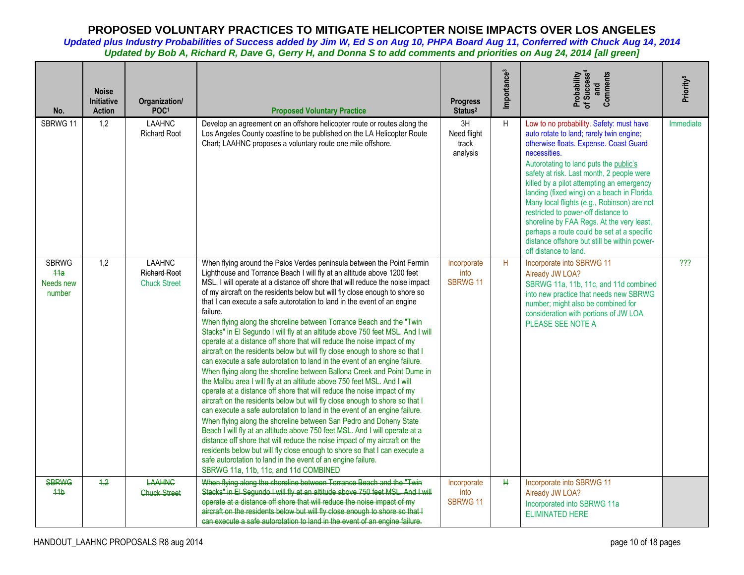# PROPOSED VOLUNTARY PRACTICES TO MITIGATE HELICOPTER NOISE IMPACTS OVER LOS ANGELES

***Updated plus Industry Probabilities of Success added by Jim W, Ed S on Aug 10, PHPA Board Aug 11, Conferred with Chuck Aug 14, 2014***

***Updated by Bob A, Richard R, Dave G, Gerry H, and Donna S to add comments and priorities on Aug 24, 2014 [all green]***

| No. | Noise Initiative Action | Organization/ POC[1] | Proposed Voluntary Practice | Progress Status[2] | Importance[3] | Probability of Success[4] and Comments | Priority[5] |
|---|---|---|---|---|---|---|---|
| SBRWG 11 | 1,2 | LAAHNC Richard Root | Develop an agreement on an offshore helicopter route or routes along the Los Angeles County coastline to be published on the LA Helicopter Route Chart; LAAHNC proposes a voluntary route one mile offshore. | 3H Need flight track analysis | H | Low to no probability. Safety: must have auto rotate to land; rarely twin engine; otherwise floats. Expense. Coast Guard necessities. Autorotating to land puts the public's safety at risk. Last month, 2 people were killed by a pilot attempting an emergency landing (fixed wing) on a beach in Florida. Many local flights (e.g., Robinson) are not restricted to power-off distance to shoreline by FAA Regs. At the very least, perhaps a route could be set at a specific distance offshore but still be within power-off distance to land. | Immediate |
| SBRWG ~~11a~~ Needs new number | 1,2 | LAAHNC ~~Richard Root~~ Chuck Street | When flying around the Palos Verdes peninsula between the Point Fermin Lighthouse and Torrance Beach I will fly at an altitude above 1200 feet MSL. I will operate at a distance off shore that will reduce the noise impact of my aircraft on the residents below but will fly close enough to shore so that I can execute a safe autorotation to land in the event of an engine failure. When flying along the shoreline between Torrance Beach and the "Twin Stacks" in El Segundo I will fly at an altitude above 750 feet MSL. And I will operate at a distance off shore that will reduce the noise impact of my aircraft on the residents below but will fly close enough to shore so that I can execute a safe autorotation to land in the event of an engine failure. When flying along the shoreline between Ballona Creek and Point Dume in the Malibu area I will fly at an altitude above 750 feet MSL. And I will operate at a distance off shore that will reduce the noise impact of my aircraft on the residents below but will fly close enough to shore so that I can execute a safe autorotation to land in the event of an engine failure. When flying along the shoreline between San Pedro and Doheny State Beach I will fly at an altitude above 750 feet MSL. And I will operate at a distance off shore that will reduce the noise impact of my aircraft on the residents below but will fly close enough to shore so that I can execute a safe autorotation to land in the event of an engine failure. SBRWG 11a, 11b, 11c, and 11d COMBINED | Incorporate into SBRWG 11 | H | Incorporate into SBRWG 11 Already JW LOA? SBRWG 11a, 11b, 11c, and 11d combined into new practice that needs new SBRWG number; might also be combined for consideration with portions of JW LOA PLEASE SEE NOTE A | ??? |
| ~~SBRWG 11b~~ | ~~1,2~~ | ~~LAAHNC Chuck Street~~ | ~~When flying along the shoreline between Torrance Beach and the "Twin Stacks" in El Segundo I will fly at an altitude above 750 feet MSL. And I will operate at a distance off shore that will reduce the noise impact of my aircraft on the residents below but will fly close enough to shore so that I can execute a safe autorotation to land in the event of an engine failure.~~ | Incorporate into SBRWG 11 | ~~H~~ | Incorporate into SBRWG 11 Already JW LOA? Incorporated into SBRWG 11a ELIMINATED HERE | |

HANDOUT_LAAHNC PROPOSALS R8 aug 2014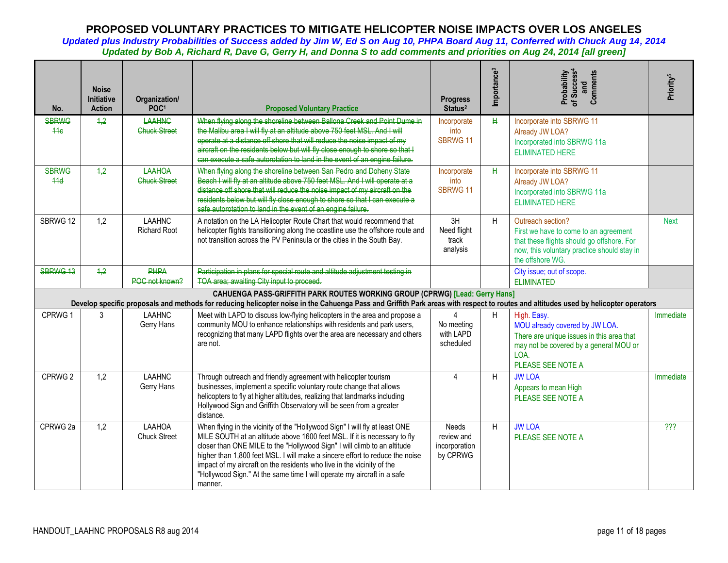# PROPOSED VOLUNTARY PRACTICES TO MITIGATE HELICOPTER NOISE IMPACTS OVER LOS ANGELES

*Updated plus Industry Probabilities of Success added by Jim W, Ed S on Aug 10, PHPA Board Aug 11, Conferred with Chuck Aug 14, 2014*

*Updated by Bob A, Richard R, Dave G, Gerry H, and Donna S to add comments and priorities on Aug 24, 2014 [all green]*

| No. | Noise Initiative Action | Organization/ POC[1] | Proposed Voluntary Practice | Progress Status[2] | Importance[3] | Probability of Success[4] and Comments | Priority[5] |
|---|---|---|---|---|---|---|---|
| ~~SBRWG 11c~~ | ~~1,2~~ | ~~LAAHNC Chuck Street~~ | ~~When flying along the shoreline between Ballona Creek and Point Dume in the Malibu area I will fly at an altitude above 750 feet MSL. And I will operate at a distance off shore that will reduce the noise impact of my aircraft on the residents below but will fly close enough to shore so that I can execute a safe autorotation to land in the event of an engine failure.~~ | Incorporate into SBRWG 11 | ~~H~~ | Incorporate into SBRWG 11<br>Already JW LOA?<br>Incorporated into SBRWG 11a<br>ELIMINATED HERE | |
| ~~SBRWG 11d~~ | ~~1,2~~ | ~~LAAHOA Chuck Street~~ | ~~When flying along the shoreline between San Pedro and Doheny State Beach I will fly at an altitude above 750 feet MSL. And I will operate at a distance off shore that will reduce the noise impact of my aircraft on the residents below but will fly close enough to shore so that I can execute a safe autorotation to land in the event of an engine failure.~~ | Incorporate into SBRWG 11 | ~~H~~ | Incorporate into SBRWG 11<br>Already JW LOA?<br>Incorporated into SBRWG 11a<br>ELIMINATED HERE | |
| SBRWG 12 | 1,2 | LAAHNC Richard Root | A notation on the LA Helicopter Route Chart that would recommend that helicopter flights transitioning along the coastline use the offshore route and not transition across the PV Peninsula or the cities in the South Bay. | 3H<br>Need flight track analysis | H | Outreach section?<br>First we have to come to an agreement that these flights should go offshore. For now, this voluntary practice should stay in the offshore WG. | Next |
| ~~SBRWG 13~~ | ~~1,2~~ | ~~PHPA POC not known?~~ | ~~Participation in plans for special route and altitude adjustment testing in TOA area; awaiting City input to proceed.~~ | | | City issue; out of scope.<br>ELIMINATED | |
| | | | **CAHUENGA PASS-GRIFFITH PARK ROUTES WORKING GROUP (CPRWG) [Lead: Gerry Hans]**<br>**Develop specific proposals and methods for reducing helicopter noise in the Cahuenga Pass and Griffith Park areas with respect to routes and altitudes used by helicopter operators** | | | | |
| CPRWG 1 | 3 | LAAHNC Gerry Hans | Meet with LAPD to discuss low-flying helicopters in the area and propose a community MOU to enhance relationships with residents and park users, recognizing that many LAPD flights over the area are necessary and others are not. | 4<br>No meeting with LAPD scheduled | H | High. Easy.<br>MOU already covered by JW LOA.<br>There are unique issues in this area that may not be covered by a general MOU or LOA.<br>PLEASE SEE NOTE A | Immediate |
| CPRWG 2 | 1,2 | LAAHNC Gerry Hans | Through outreach and friendly agreement with helicopter tourism businesses, implement a specific voluntary route change that allows helicopters to fly at higher altitudes, realizing that landmarks including Hollywood Sign and Griffith Observatory will be seen from a greater distance. | 4 | H | JW LOA<br>Appears to mean High<br>PLEASE SEE NOTE A | Immediate |
| CPRWG 2a | 1,2 | LAAHOA Chuck Street | When flying in the vicinity of the "Hollywood Sign" I will fly at least ONE MILE SOUTH at an altitude above 1600 feet MSL. If it is necessary to fly closer than ONE MILE to the "Hollywood Sign" I will climb to an altitude higher than 1,800 feet MSL. I will make a sincere effort to reduce the noise impact of my aircraft on the residents who live in the vicinity of the "Hollywood Sign." At the same time I will operate my aircraft in a safe manner. | Needs review and incorporation by CPRWG | H | JW LOA<br>PLEASE SEE NOTE A | ??? |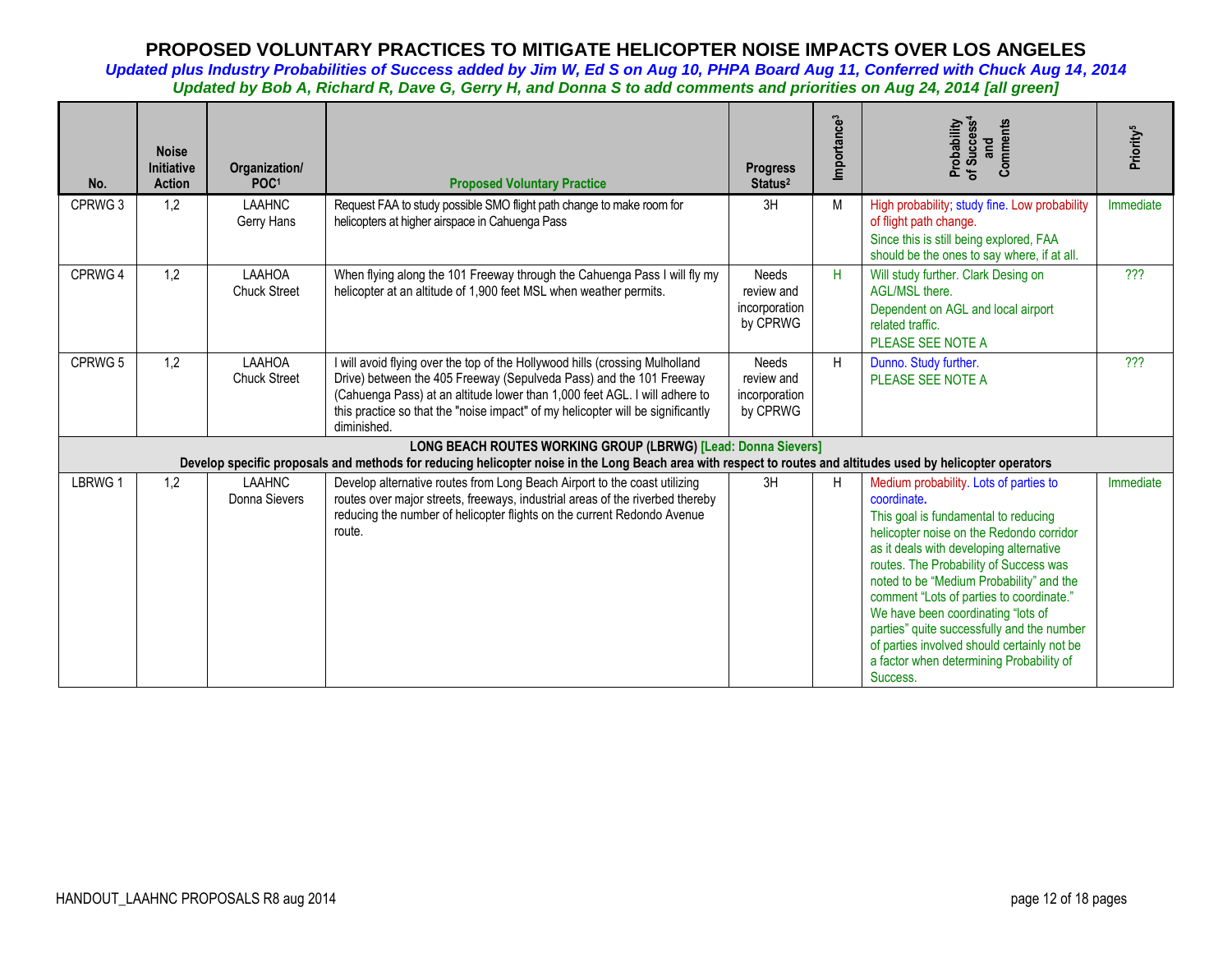# PROPOSED VOLUNTARY PRACTICES TO MITIGATE HELICOPTER NOISE IMPACTS OVER LOS ANGELES

***Updated plus Industry Probabilities of Success added by Jim W, Ed S on Aug 10, PHPA Board Aug 11, Conferred with Chuck Aug 14, 2014***

***Updated by Bob A, Richard R, Dave G, Gerry H, and Donna S to add comments and priorities on Aug 24, 2014 [all green]***

| No. | Noise Initiative Action | Organization/ POC[1] | Proposed Voluntary Practice | Progress Status[2] | Importance[3] | Probability of Success[4] and Comments | Priority[5] |
|---|---|---|---|---|---|---|---|
| CPRWG 3 | 1,2 | LAAHNC Gerry Hans | Request FAA to study possible SMO flight path change to make room for helicopters at higher airspace in Cahuenga Pass | 3H | M | High probability; study fine. Low probability of flight path change. Since this is still being explored, FAA should be the ones to say where, if at all. | Immediate |
| CPRWG 4 | 1,2 | LAAHOA Chuck Street | When flying along the 101 Freeway through the Cahuenga Pass I will fly my helicopter at an altitude of 1,900 feet MSL when weather permits. | Needs review and incorporation by CPRWG | H | Will study further. Clark Desing on AGL/MSL there. Dependent on AGL and local airport related traffic. PLEASE SEE NOTE A | ??? |
| CPRWG 5 | 1,2 | LAAHOA Chuck Street | I will avoid flying over the top of the Hollywood hills (crossing Mulholland Drive) between the 405 Freeway (Sepulveda Pass) and the 101 Freeway (Cahuenga Pass) at an altitude lower than 1,000 feet AGL. I will adhere to this practice so that the "noise impact" of my helicopter will be significantly diminished. | Needs review and incorporation by CPRWG | H | Dunno. Study further. PLEASE SEE NOTE A | ??? |
| **LONG BEACH ROUTES WORKING GROUP (LBRWG) [Lead: Donna Sievers]** Develop specific proposals and methods for reducing helicopter noise in the Long Beach area with respect to routes and altitudes used by helicopter operators | | | | | | | |
| LBRWG 1 | 1,2 | LAAHNC Donna Sievers | Develop alternative routes from Long Beach Airport to the coast utilizing routes over major streets, freeways, industrial areas of the riverbed thereby reducing the number of helicopter flights on the current Redondo Avenue route. | 3H | H | Medium probability. Lots of parties to coordinate. This goal is fundamental to reducing helicopter noise on the Redondo corridor as it deals with developing alternative routes. The Probability of Success was noted to be "Medium Probability" and the comment "Lots of parties to coordinate." We have been coordinating "lots of parties" quite successfully and the number of parties involved should certainly not be a factor when determining Probability of Success. | Immediate |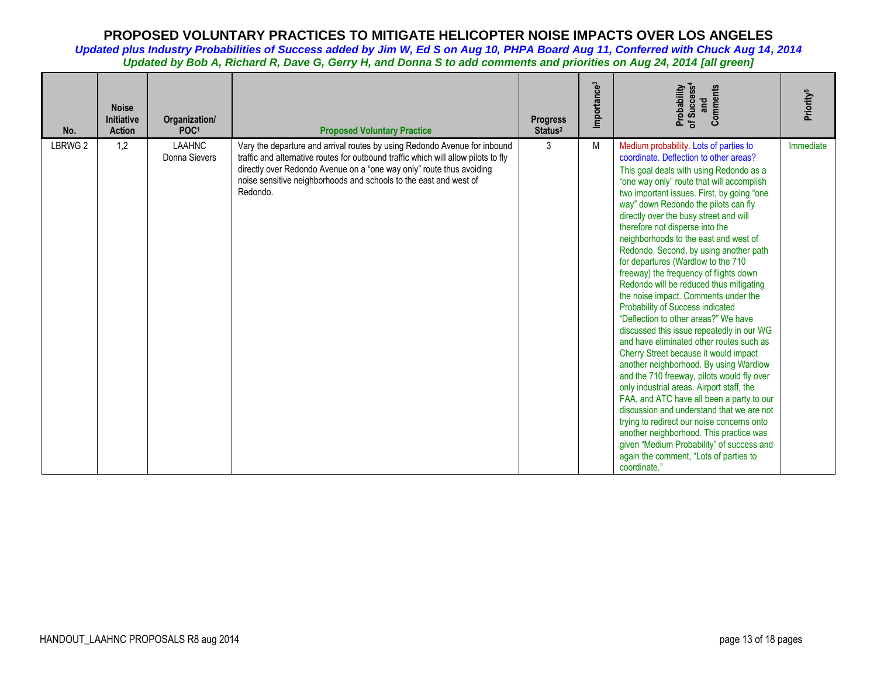# PROPOSED VOLUNTARY PRACTICES TO MITIGATE HELICOPTER NOISE IMPACTS OVER LOS ANGELES

***Updated plus Industry Probabilities of Success added by Jim W, Ed S on Aug 10, PHPA Board Aug 11, Conferred with Chuck Aug 14, 2014***

***Updated by Bob A, Richard R, Dave G, Gerry H, and Donna S to add comments and priorities on Aug 24, 2014 [all green]***

| No. | Noise Initiative Action | Organization/ POC[1] | Proposed Voluntary Practice | Progress Status[2] | Importance[3] | Probability of Success[4] and Comments | Priority[5] |
|---|---|---|---|---|---|---|---|
| LBRWG 2 | 1,2 | LAAHNC Donna Sievers | Vary the departure and arrival routes by using Redondo Avenue for inbound traffic and alternative routes for outbound traffic which will allow pilots to fly directly over Redondo Avenue on a "one way only" route thus avoiding noise sensitive neighborhoods and schools to the east and west of Redondo. | 3 | M | Medium probability. Lots of parties to coordinate. Deflection to other areas? This goal deals with using Redondo as a "one way only" route that will accomplish two important issues. First, by going "one way" down Redondo the pilots can fly directly over the busy street and will therefore not disperse into the neighborhoods to the east and west of Redondo. Second, by using another path for departures (Wardlow to the 710 freeway) the frequency of flights down Redondo will be reduced thus mitigating the noise impact. Comments under the Probability of Success indicated "Deflection to other areas?" We have discussed this issue repeatedly in our WG and have eliminated other routes such as Cherry Street because it would impact another neighborhood. By using Wardlow and the 710 freeway, pilots would fly over only industrial areas. Airport staff, the FAA, and ATC have all been a party to our discussion and understand that we are not trying to redirect our noise concerns onto another neighborhood. This practice was given "Medium Probability" of success and again the comment, "Lots of parties to coordinate." | Immediate |

HANDOUT_LAAHNC PROPOSALS R8 aug 2014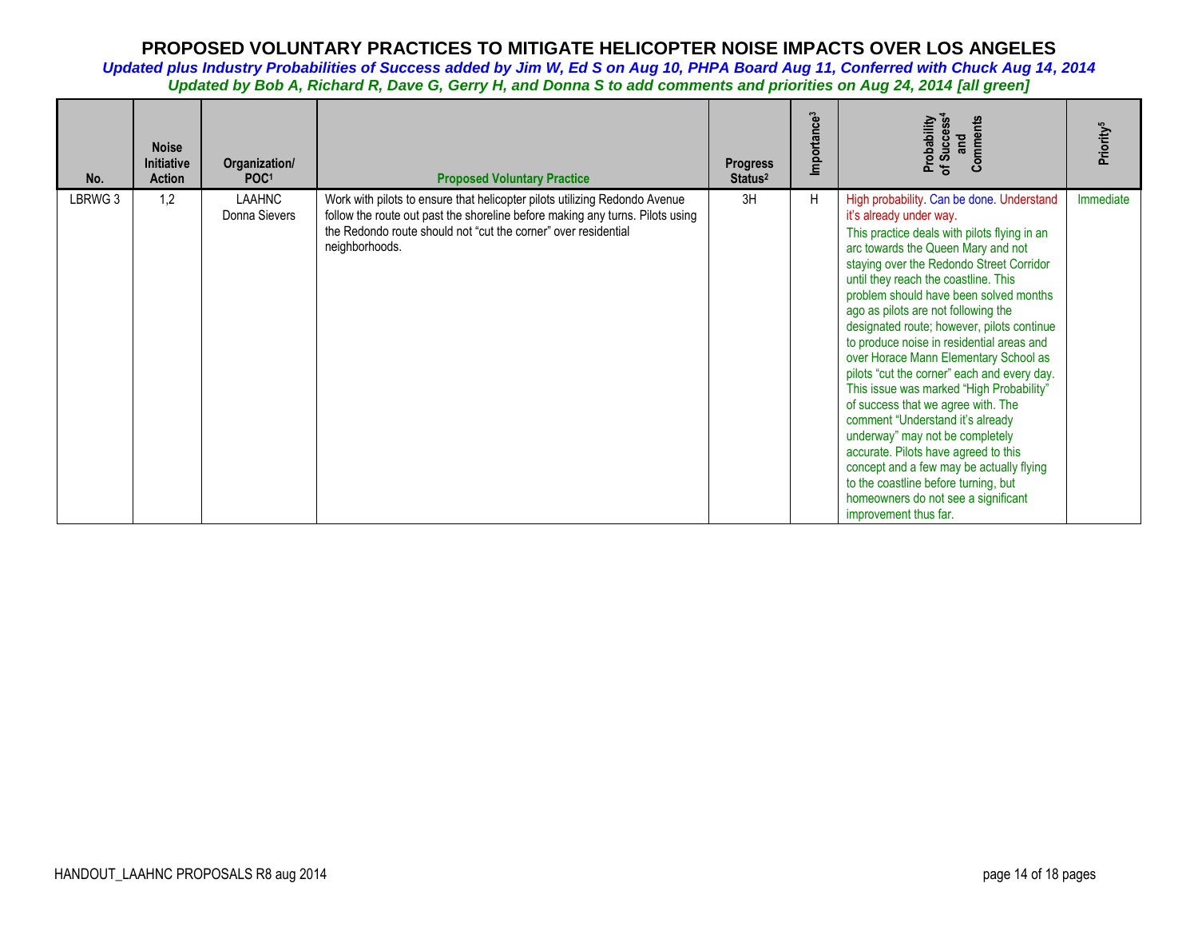# PROPOSED VOLUNTARY PRACTICES TO MITIGATE HELICOPTER NOISE IMPACTS OVER LOS ANGELES

***Updated plus Industry Probabilities of Success added by Jim W, Ed S on Aug 10, PHPA Board Aug 11, Conferred with Chuck Aug 14, 2014***

***Updated by Bob A, Richard R, Dave G, Gerry H, and Donna S to add comments and priorities on Aug 24, 2014 [all green]***

| No. | Noise Initiative Action | Organization/ POC[1] | Proposed Voluntary Practice | Progress Status[2] | Importance[3] | Probability of Success[4] and Comments | Priority[5] |
|---|---|---|---|---|---|---|---|
| LBRWG 3 | 1,2 | LAAHNC Donna Sievers | Work with pilots to ensure that helicopter pilots utilizing Redondo Avenue follow the route out past the shoreline before making any turns. Pilots using the Redondo route should not "cut the corner" over residential neighborhoods. | 3H | H | High probability. Can be done. Understand it's already under way. This practice deals with pilots flying in an arc towards the Queen Mary and not staying over the Redondo Street Corridor until they reach the coastline. This problem should have been solved months ago as pilots are not following the designated route; however, pilots continue to produce noise in residential areas and over Horace Mann Elementary School as pilots "cut the corner" each and every day. This issue was marked "High Probability" of success that we agree with. The comment "Understand it's already underway" may not be completely accurate. Pilots have agreed to this concept and a few may be actually flying to the coastline before turning, but homeowners do not see a significant improvement thus far. | Immediate |

HANDOUT_LAAHNC PROPOSALS R8 aug 2014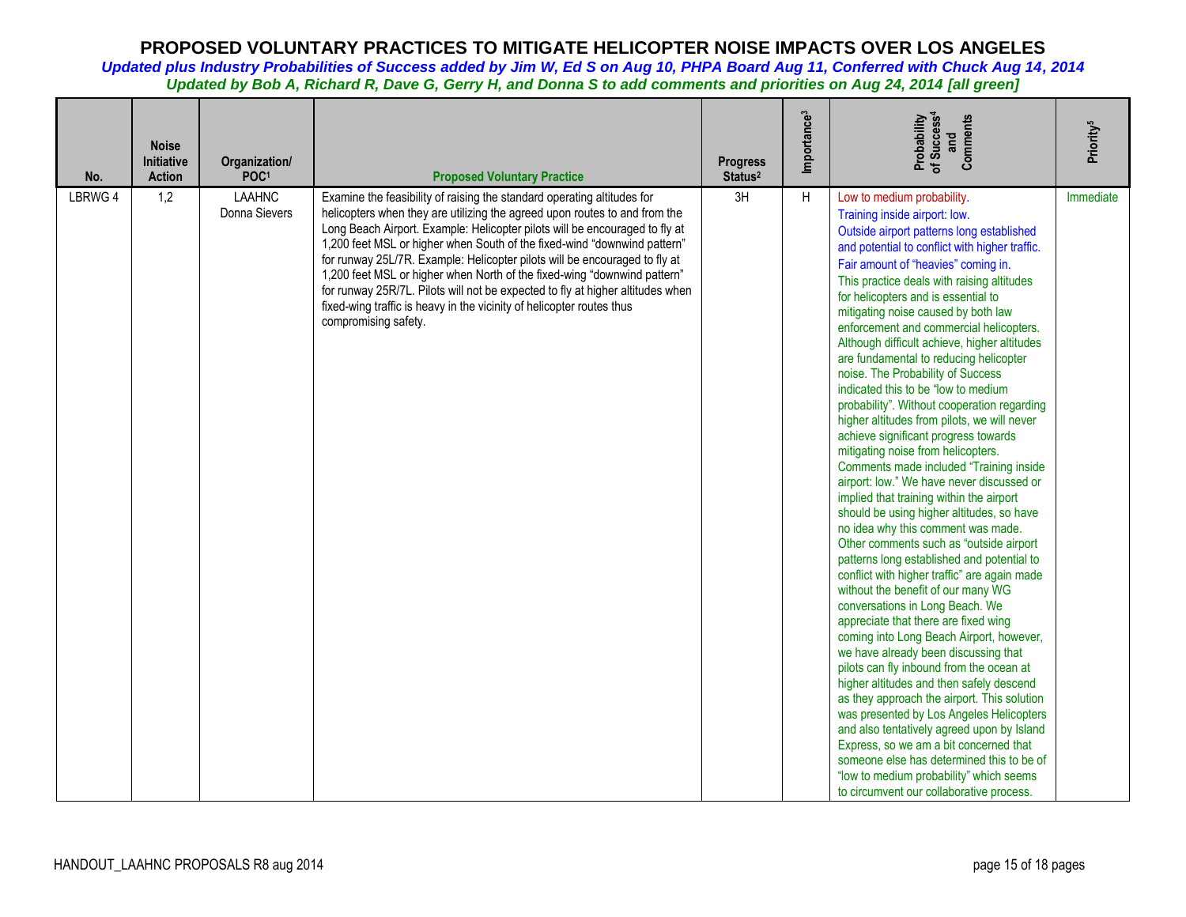# PROPOSED VOLUNTARY PRACTICES TO MITIGATE HELICOPTER NOISE IMPACTS OVER LOS ANGELES

***Updated plus Industry Probabilities of Success added by Jim W, Ed S on Aug 10, PHPA Board Aug 11, Conferred with Chuck Aug 14, 2014***

***Updated by Bob A, Richard R, Dave G, Gerry H, and Donna S to add comments and priorities on Aug 24, 2014 [all green]***

| No. | Noise Initiative Action | Organization/ POC[1] | Proposed Voluntary Practice | Progress Status[2] | Importance[3] | Probability of Success[4] and Comments | Priority[5] |
|---|---|---|---|---|---|---|---|
| LBRWG 4 | 1,2 | LAAHNC Donna Sievers | Examine the feasibility of raising the standard operating altitudes for helicopters when they are utilizing the agreed upon routes to and from the Long Beach Airport. Example: Helicopter pilots will be encouraged to fly at 1,200 feet MSL or higher when South of the fixed-wind "downwind pattern" for runway 25L/7R. Example: Helicopter pilots will be encouraged to fly at 1,200 feet MSL or higher when North of the fixed-wing "downwind pattern" for runway 25R/7L. Pilots will not be expected to fly at higher altitudes when fixed-wing traffic is heavy in the vicinity of helicopter routes thus compromising safety. | 3H | H | Low to medium probability. Training inside airport: low. Outside airport patterns long established and potential to conflict with higher traffic. Fair amount of "heavies" coming in. This practice deals with raising altitudes for helicopters and is essential to mitigating noise caused by both law enforcement and commercial helicopters. Although difficult achieve, higher altitudes are fundamental to reducing helicopter noise. The Probability of Success indicated this to be "low to medium probability". Without cooperation regarding higher altitudes from pilots, we will never achieve significant progress towards mitigating noise from helicopters. Comments made included "Training inside airport: low." We have never discussed or implied that training within the airport should be using higher altitudes, so have no idea why this comment was made. Other comments such as "outside airport patterns long established and potential to conflict with higher traffic" are again made without the benefit of our many WG conversations in Long Beach. We appreciate that there are fixed wing coming into Long Beach Airport, however, we have already been discussing that pilots can fly inbound from the ocean at higher altitudes and then safely descend as they approach the airport. This solution was presented by Los Angeles Helicopters and also tentatively agreed upon by Island Express, so we am a bit concerned that someone else has determined this to be of "low to medium probability" which seems to circumvent our collaborative process. | Immediate |

HANDOUT_LAAHNC PROPOSALS R8 aug 2014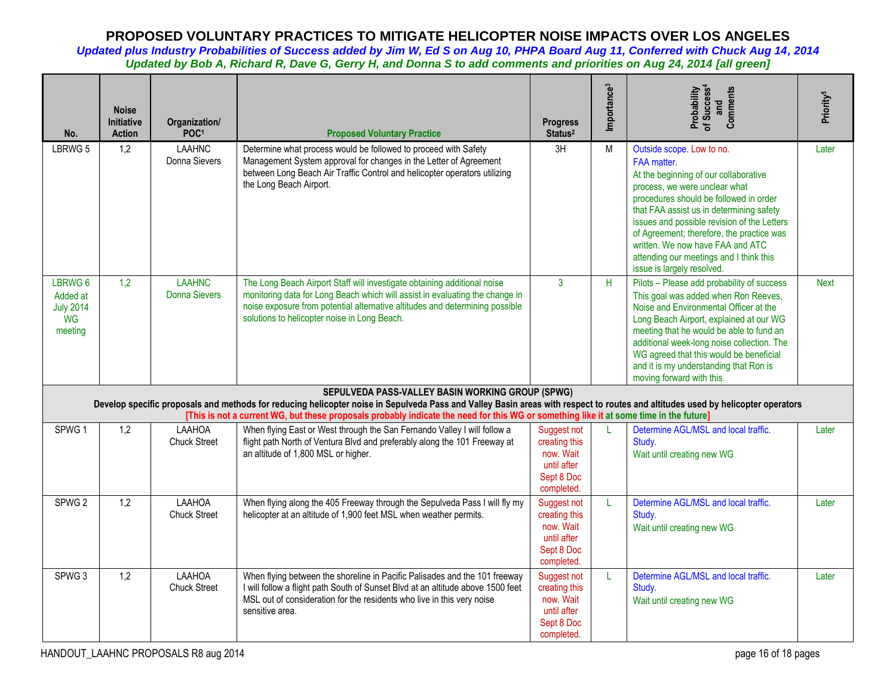# PROPOSED VOLUNTARY PRACTICES TO MITIGATE HELICOPTER NOISE IMPACTS OVER LOS ANGELES

***Updated plus Industry Probabilities of Success added by Jim W, Ed S on Aug 10, PHPA Board Aug 11, Conferred with Chuck Aug 14, 2014***

***Updated by Bob A, Richard R, Dave G, Gerry H, and Donna S to add comments and priorities on Aug 24, 2014 [all green]***

| No. | Noise Initiative Action | Organization/ POC[1] | Proposed Voluntary Practice | Progress Status[2] | Importance[3] | Probability of Success[4] and Comments | Priority[5] |
|---|---|---|---|---|---|---|---|
| LBRWG 5 | 1,2 | LAAHNC Donna Sievers | Determine what process would be followed to proceed with Safety Management System approval for changes in the Letter of Agreement between Long Beach Air Traffic Control and helicopter operators utilizing the Long Beach Airport. | 3H | M | Outside scope. Low to no. FAA matter. At the beginning of our collaborative process, we were unclear what procedures should be followed in order that FAA assist us in determining safety issues and possible revision of the Letters of Agreement; therefore, the practice was written. We now have FAA and ATC attending our meetings and I think this issue is largely resolved. | Later |
| LBRWG 6 Added at July 2014 WG meeting | 1,2 | LAAHNC Donna Sievers | The Long Beach Airport Staff will investigate obtaining additional noise monitoring data for Long Beach which will assist in evaluating the change in noise exposure from potential alternative altitudes and determining possible solutions to helicopter noise in Long Beach. | 3 | H | Pilots – Please add probability of success This goal was added when Ron Reeves, Noise and Environmental Officer at the Long Beach Airport, explained at our WG meeting that he would be able to fund an additional week-long noise collection. The WG agreed that this would be beneficial and it is my understanding that Ron is moving forward with this. | Next |
| **SEPULVEDA PASS-VALLEY BASIN WORKING GROUP (SPWG)** Develop specific proposals and methods for reducing helicopter noise in Sepulveda Pass and Valley Basin areas with respect to routes and altitudes used by helicopter operators [This is not a current WG, but these proposals probably indicate the need for this WG or something like it at some time in the future] | | | | | | | |
| SPWG 1 | 1,2 | LAAHOA Chuck Street | When flying East or West through the San Fernando Valley I will follow a flight path North of Ventura Blvd and preferably along the 101 Freeway at an altitude of 1,800 MSL or higher. | Suggest not creating this now. Wait until after Sept 8 Doc completed. | L | Determine AGL/MSL and local traffic. Study. Wait until creating new WG | Later |
| SPWG 2 | 1,2 | LAAHOA Chuck Street | When flying along the 405 Freeway through the Sepulveda Pass I will fly my helicopter at an altitude of 1,900 feet MSL when weather permits. | Suggest not creating this now. Wait until after Sept 8 Doc completed. | L | Determine AGL/MSL and local traffic. Study. Wait until creating new WG | Later |
| SPWG 3 | 1,2 | LAAHOA Chuck Street | When flying between the shoreline in Pacific Palisades and the 101 freeway I will follow a flight path South of Sunset Blvd at an altitude above 1500 feet MSL out of consideration for the residents who live in this very noise sensitive area. | Suggest not creating this now. Wait until after Sept 8 Doc completed. | L | Determine AGL/MSL and local traffic. Study. Wait until creating new WG | Later |

HANDOUT_LAAHNC PROPOSALS R8 aug 2014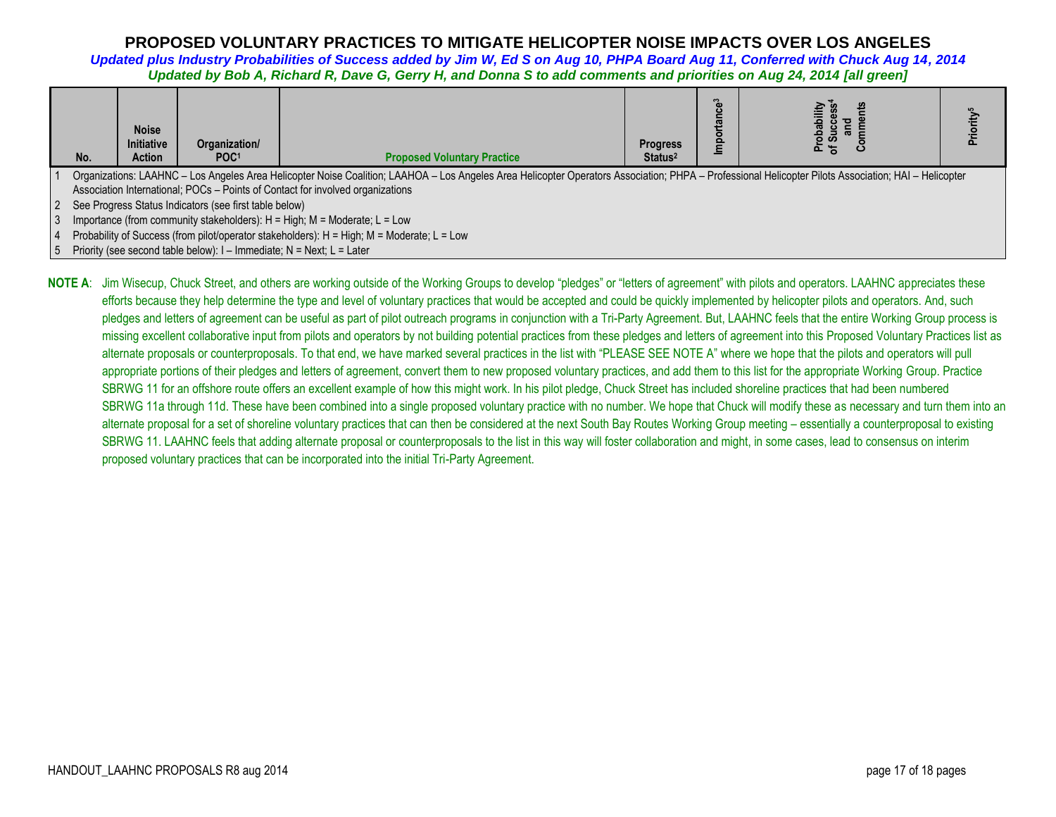# PROPOSED VOLUNTARY PRACTICES TO MITIGATE HELICOPTER NOISE IMPACTS OVER LOS ANGELES

***Updated plus Industry Probabilities of Success added by Jim W, Ed S on Aug 10, PHPA Board Aug 11, Conferred with Chuck Aug 14, 2014***

***Updated by Bob A, Richard R, Dave G, Gerry H, and Donna S to add comments and priorities on Aug 24, 2014 [all green]***

| No. | Noise Initiative Action | Organization/ POC[1] | Proposed Voluntary Practice | Progress Status[2] | Importance[3] | Probability of Success[4] and Comments | Priority[5] |
|---|---|---|---|---|---|---|---|

1. Organizations: LAAHNC – Los Angeles Area Helicopter Noise Coalition; LAAHOA – Los Angeles Area Helicopter Operators Association; PHPA – Professional Helicopter Pilots Association; HAI – Helicopter Association International; POCs – Points of Contact for involved organizations
2. See Progress Status Indicators (see first table below)
3. Importance (from community stakeholders): H = High; M = Moderate; L = Low
4. Probability of Success (from pilot/operator stakeholders): H = High; M = Moderate; L = Low
5. Priority (see second table below): I – Immediate; N = Next; L = Later

**NOTE A**: Jim Wisecup, Chuck Street, and others are working outside of the Working Groups to develop "pledges" or "letters of agreement" with pilots and operators. LAAHNC appreciates these efforts because they help determine the type and level of voluntary practices that would be accepted and could be quickly implemented by helicopter pilots and operators. And, such pledges and letters of agreement can be useful as part of pilot outreach programs in conjunction with a Tri-Party Agreement. But, LAAHNC feels that the entire Working Group process is missing excellent collaborative input from pilots and operators by not building potential practices from these pledges and letters of agreement into this Proposed Voluntary Practices list as alternate proposals or counterproposals. To that end, we have marked several practices in the list with "PLEASE SEE NOTE A" where we hope that the pilots and operators will pull appropriate portions of their pledges and letters of agreement, convert them to new proposed voluntary practices, and add them to this list for the appropriate Working Group. Practice SBRWG 11 for an offshore route offers an excellent example of how this might work. In his pilot pledge, Chuck Street has included shoreline practices that had been numbered SBRWG 11a through 11d. These have been combined into a single proposed voluntary practice with no number. We hope that Chuck will modify these as necessary and turn them into an alternate proposal for a set of shoreline voluntary practices that can then be considered at the next South Bay Routes Working Group meeting – essentially a counterproposal to existing SBRWG 11. LAAHNC feels that adding alternate proposal or counterproposals to the list in this way will foster collaboration and might, in some cases, lead to consensus on interim proposed voluntary practices that can be incorporated into the initial Tri-Party Agreement.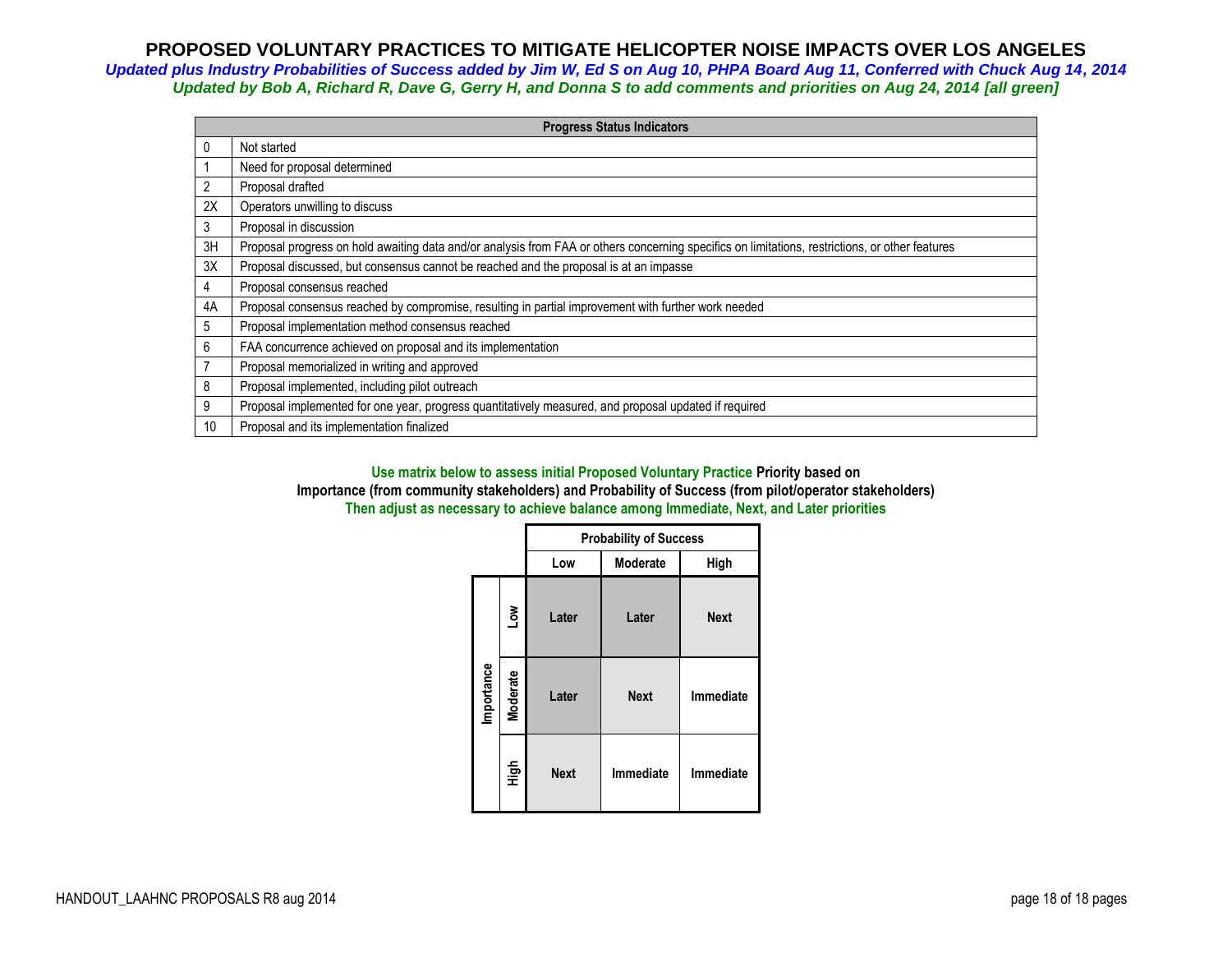# PROPOSED VOLUNTARY PRACTICES TO MITIGATE HELICOPTER NOISE IMPACTS OVER LOS ANGELES

***Updated plus Industry Probabilities of Success added by Jim W, Ed S on Aug 10, PHPA Board Aug 11, Conferred with Chuck Aug 14, 2014***

***Updated by Bob A, Richard R, Dave G, Gerry H, and Donna S to add comments and priorities on Aug 24, 2014 [all green]***

| Progress Status Indicators | |
|---|---|
| 0 | Not started |
| 1 | Need for proposal determined |
| 2 | Proposal drafted |
| 2X | Operators unwilling to discuss |
| 3 | Proposal in discussion |
| 3H | Proposal progress on hold awaiting data and/or analysis from FAA or others concerning specifics on limitations, restrictions, or other features |
| 3X | Proposal discussed, but consensus cannot be reached and the proposal is at an impasse |
| 4 | Proposal consensus reached |
| 4A | Proposal consensus reached by compromise, resulting in partial improvement with further work needed |
| 5 | Proposal implementation method consensus reached |
| 6 | FAA concurrence achieved on proposal and its implementation |
| 7 | Proposal memorialized in writing and approved |
| 8 | Proposal implemented, including pilot outreach |
| 9 | Proposal implemented for one year, progress quantitatively measured, and proposal updated if required |
| 10 | Proposal and its implementation finalized |

**Use matrix below to assess initial Proposed Voluntary Practice Priority based on Importance (from community stakeholders) and Probability of Success (from pilot/operator stakeholders) Then adjust as necessary to achieve balance among Immediate, Next, and Later priorities**

| | | Probability of Success | | |
|---|---|---|---|---|
| | | Low | Moderate | High |
| Importance | Low | Later | Later | Next |
| | Moderate | Later | Next | Immediate |
| | High | Next | Immediate | Immediate |